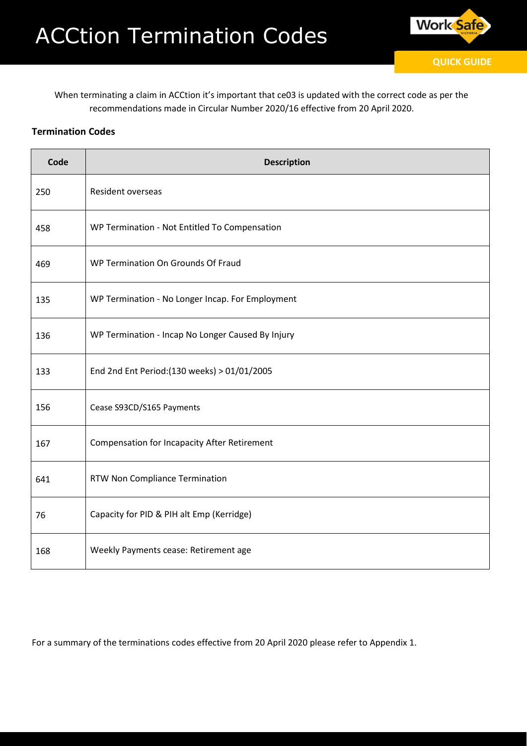# ACCtion Termination Codes

QUICK GUIDE

When terminating a claim in ACCtion it's important that ce03 is updated with the correct code as per the recommendations made in Circular Number 2020/16 effective from 20 April 2020.

**Termination Codes**

| Code | Description |
|---|---|
| 250 | Resident overseas |
| 458 | WP Termination - Not Entitled To Compensation |
| 469 | WP Termination On Grounds Of Fraud |
| 135 | WP Termination - No Longer Incap. For Employment |
| 136 | WP Termination - Incap No Longer Caused By Injury |
| 133 | End 2nd Ent Period:(130 weeks) > 01/01/2005 |
| 156 | Cease S93CD/S165 Payments |
| 167 | Compensation for Incapacity After Retirement |
| 641 | RTW Non Compliance Termination |
| 76 | Capacity for PID & PIH alt Emp (Kerridge) |
| 168 | Weekly Payments cease: Retirement age |

For a summary of the terminations codes effective from 20 April 2020 please refer to Appendix 1.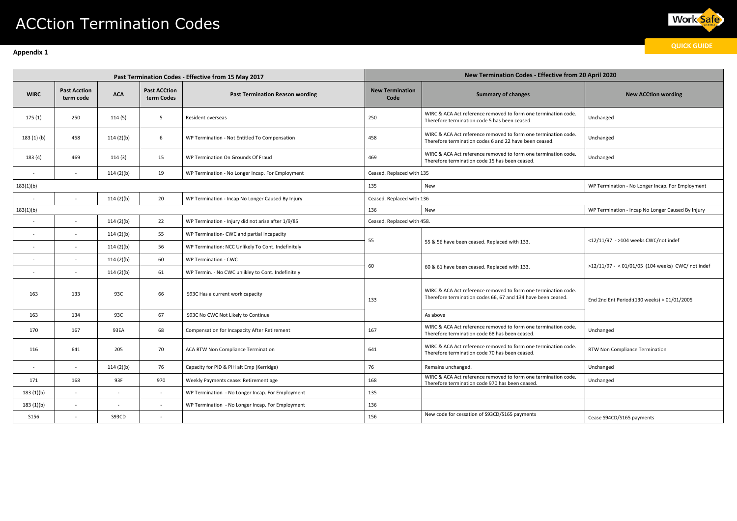# ACCtion Termination Codes

QUICK GUIDE

**Appendix 1**

| Past Termination Codes - Effective from 15 May 2017 | | | | | New Termination Codes - Effective from 20 April 2020 | | |
|---|---|---|---|---|---|---|---|
| **WIRC** | **Past Acction term code** | **ACA** | **Past ACCtion term Codes** | **Past Termination Reason wording** | **New Termination Code** | **Summary of changes** | **New ACCtion wording** |
| 175 (1) | 250 | 114 (5) | 5 | Resident overseas | 250 | WIRC & ACA Act reference removed to form one termination code. Therefore termination code 5 has been ceased. | Unchanged |
| 183 (1) (b) | 458 | 114 (2)(b) | 6 | WP Termination - Not Entitled To Compensation | 458 | WIRC & ACA Act reference removed to form one termination code. Therefore termination codes 6 and 22 have been ceased. | Unchanged |
| 183 (4) | 469 | 114 (3) | 15 | WP Termination On Grounds Of Fraud | 469 | WIRC & ACA Act reference removed to form one termination code. Therefore termination code 15 has been ceased. | Unchanged |
| - | - | 114 (2)(b) | 19 | WP Termination - No Longer Incap. For Employment | Ceased. Replaced with 135 | | |
| 183(1)(b) | | | | | 135 | New | WP Termination - No Longer Incap. For Employment |
| - | - | 114 (2)(b) | 20 | WP Termination - Incap No Longer Caused By Injury | Ceased. Replaced with 136 | | |
| 183(1)(b) | | | | | 136 | New | WP Termination - Incap No Longer Caused By Injury |
| - | - | 114 (2)(b) | 22 | WP Termination - Injury did not arise after 1/9/85 | Ceased. Replaced with 458. | | |
| - | - | 114 (2)(b) | 55 | WP Termination- CWC and partial incapacity | 55 | 55 & 56 have been ceased. Replaced with 133. | <12/11/97 - >104 weeks CWC/not indef |
| - | - | 114 (2)(b) | 56 | WP Termination: NCC Unlikely To Cont. Indefinitely | | | |
| - | - | 114 (2)(b) | 60 | WP Termination - CWC | 60 | 60 & 61 have been ceased. Replaced with 133. | >12/11/97 - < 01/01/05 (104 weeks) CWC/ not indef |
| - | - | 114 (2)(b) | 61 | WP Termin. - No CWC unlikley to Cont. Indefinitely | | | |
| 163 | 133 | 93C | 66 | S93C Has a current work capacity | 133 | WIRC & ACA Act reference removed to form one termination code. Therefore termination codes 66, 67 and 134 have been ceased. | End 2nd Ent Period:(130 weeks) > 01/01/2005 |
| 163 | 134 | 93C | 67 | S93C No CWC Not Likely to Continue | | As above | |
| 170 | 167 | 93EA | 68 | Compensation for Incapacity After Retirement | 167 | WIRC & ACA Act reference removed to form one termination code. Therefore termination code 68 has been ceased. | Unchanged |
| 116 | 641 | 205 | 70 | ACA RTW Non Compliance Termination | 641 | WIRC & ACA Act reference removed to form one termination code. Therefore termination code 70 has been ceased. | RTW Non Compliance Termination |
| - | - | 114 (2)(b) | 76 | Capacity for PID & PIH alt Emp (Kerridge) | 76 | Remains unchanged. | Unchanged |
| 171 | 168 | 93F | 970 | Weekly Payments cease: Retirement age | 168 | WIRC & ACA Act reference removed to form one termination code. Therefore termination code 970 has been ceased. | Unchanged |
| 183 (1)(b) | - | - | - | WP Termination - No Longer Incap. For Employment | 135 | | |
| 183 (1)(b) | - | - | - | WP Termination - No Longer Incap. For Employment | 136 | | |
| S156 | - | S93CD | - | | 156 | New code for cessation of S93CD/S165 payments | Cease S94CD/S165 payments |